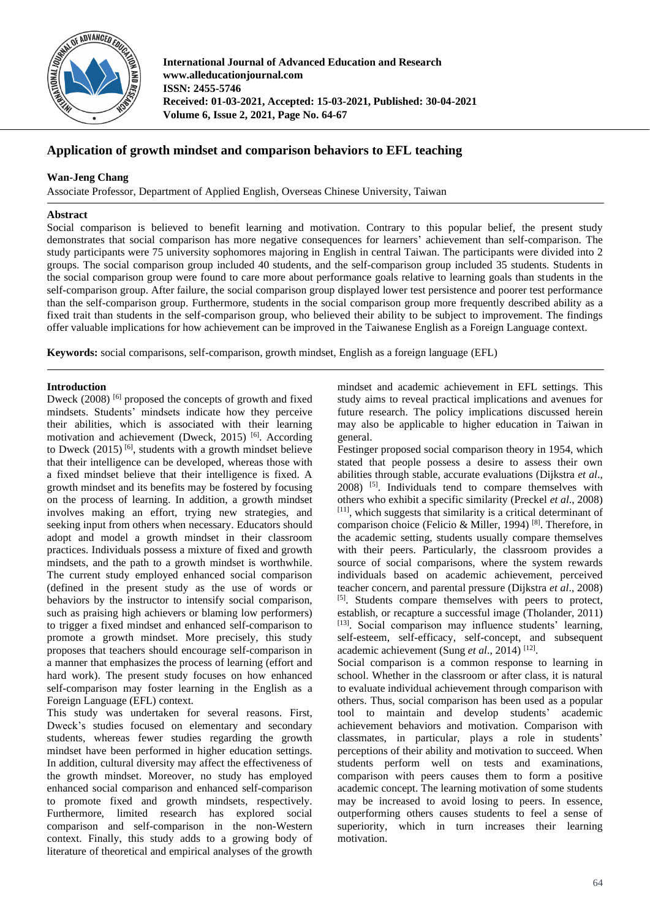# Application of growth mindset and comparison behaviors to EFL teaching

**Wan-Jeng Chang**

Associate Professor, Department of Applied English, Overseas Chinese University, Taiwan

## Abstract

Social comparison is believed to benefit learning and motivation. Contrary to this popular belief, the present study demonstrates that social comparison has more negative consequences for learners' achievement than self-comparison. The study participants were 75 university sophomores majoring in English in central Taiwan. The participants were divided into 2 groups. The social comparison group included 40 students, and the self-comparison group included 35 students. Students in the social comparison group were found to care more about performance goals relative to learning goals than students in the self-comparison group. After failure, the social comparison group displayed lower test persistence and poorer test performance than the self-comparison group. Furthermore, students in the social comparison group more frequently described ability as a fixed trait than students in the self-comparison group, who believed their ability to be subject to improvement. The findings offer valuable implications for how achievement can be improved in the Taiwanese English as a Foreign Language context.

**Keywords:** social comparisons, self-comparison, growth mindset, English as a foreign language (EFL)

## Introduction

Dweck (2008) [6] proposed the concepts of growth and fixed mindsets. Students' mindsets indicate how they perceive their abilities, which is associated with their learning motivation and achievement (Dweck, 2015) [6]. According to Dweck (2015) [6], students with a growth mindset believe that their intelligence can be developed, whereas those with a fixed mindset believe that their intelligence is fixed. A growth mindset and its benefits may be fostered by focusing on the process of learning. In addition, a growth mindset involves making an effort, trying new strategies, and seeking input from others when necessary. Educators should adopt and model a growth mindset in their classroom practices. Individuals possess a mixture of fixed and growth mindsets, and the path to a growth mindset is worthwhile. The current study employed enhanced social comparison (defined in the present study as the use of words or behaviors by the instructor to intensify social comparison, such as praising high achievers or blaming low performers) to trigger a fixed mindset and enhanced self-comparison to promote a growth mindset. More precisely, this study proposes that teachers should encourage self-comparison in a manner that emphasizes the process of learning (effort and hard work). The present study focuses on how enhanced self-comparison may foster learning in the English as a Foreign Language (EFL) context.

This study was undertaken for several reasons. First, Dweck's studies focused on elementary and secondary students, whereas fewer studies regarding the growth mindset have been performed in higher education settings. In addition, cultural diversity may affect the effectiveness of the growth mindset. Moreover, no study has employed enhanced social comparison and enhanced self-comparison to promote fixed and growth mindsets, respectively. Furthermore, limited research has explored social comparison and self-comparison in the non-Western context. Finally, this study adds to a growing body of literature of theoretical and empirical analyses of the growth mindset and academic achievement in EFL settings. This study aims to reveal practical implications and avenues for future research. The policy implications discussed herein may also be applicable to higher education in Taiwan in general.

Festinger proposed social comparison theory in 1954, which stated that people possess a desire to assess their own abilities through stable, accurate evaluations (Dijkstra *et al*., 2008) [5]. Individuals tend to compare themselves with others who exhibit a specific similarity (Preckel *et al*., 2008) [11], which suggests that similarity is a critical determinant of comparison choice (Felicio & Miller, 1994) [8]. Therefore, in the academic setting, students usually compare themselves with their peers. Particularly, the classroom provides a source of social comparisons, where the system rewards individuals based on academic achievement, perceived teacher concern, and parental pressure (Dijkstra *et al*., 2008) [5]. Students compare themselves with peers to protect, establish, or recapture a successful image (Tholander, 2011) [13]. Social comparison may influence students' learning, self-esteem, self-efficacy, self-concept, and subsequent academic achievement (Sung *et al*., 2014) [12].

Social comparison is a common response to learning in school. Whether in the classroom or after class, it is natural to evaluate individual achievement through comparison with others. Thus, social comparison has been used as a popular tool to maintain and develop students' academic achievement behaviors and motivation. Comparison with classmates, in particular, plays a role in students' perceptions of their ability and motivation to succeed. When students perform well on tests and examinations, comparison with peers causes them to form a positive academic concept. The learning motivation of some students may be increased to avoid losing to peers. In essence, outperforming others causes students to feel a sense of superiority, which in turn increases their learning motivation.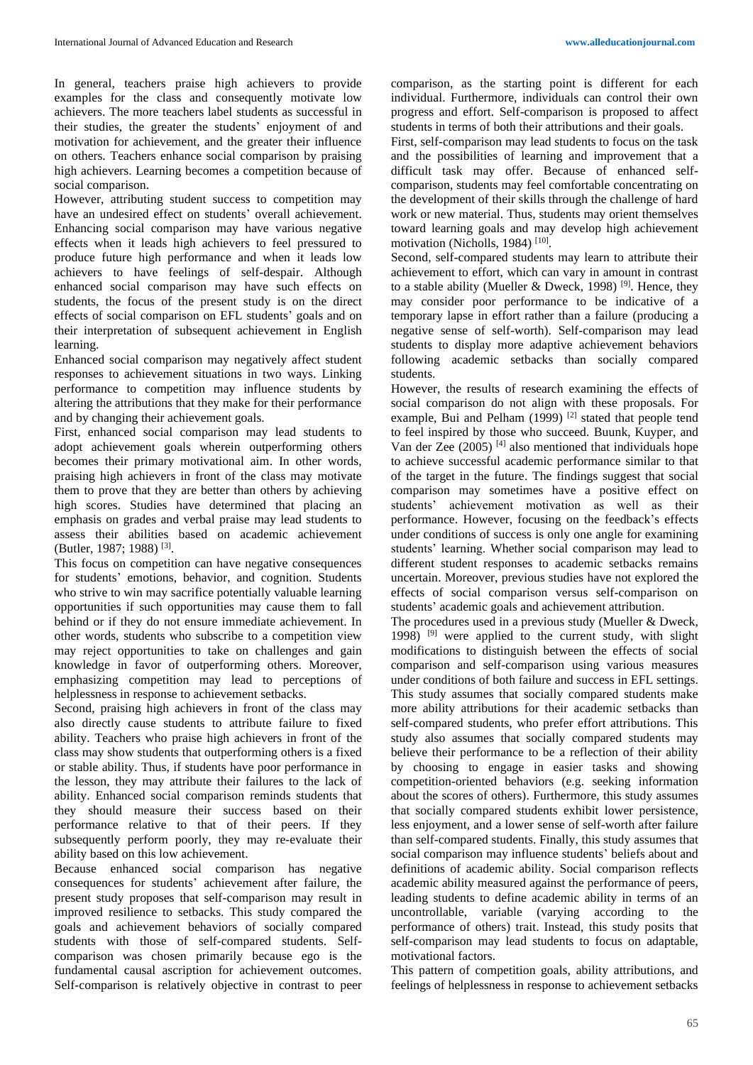In general, teachers praise high achievers to provide examples for the class and consequently motivate low achievers. The more teachers label students as successful in their studies, the greater the students' enjoyment of and motivation for achievement, and the greater their influence on others. Teachers enhance social comparison by praising high achievers. Learning becomes a competition because of social comparison.

However, attributing student success to competition may have an undesired effect on students' overall achievement. Enhancing social comparison may have various negative effects when it leads high achievers to feel pressured to produce future high performance and when it leads low achievers to have feelings of self-despair. Although enhanced social comparison may have such effects on students, the focus of the present study is on the direct effects of social comparison on EFL students' goals and on their interpretation of subsequent achievement in English learning.

Enhanced social comparison may negatively affect student responses to achievement situations in two ways. Linking performance to competition may influence students by altering the attributions that they make for their performance and by changing their achievement goals.

First, enhanced social comparison may lead students to adopt achievement goals wherein outperforming others becomes their primary motivational aim. In other words, praising high achievers in front of the class may motivate them to prove that they are better than others by achieving high scores. Studies have determined that placing an emphasis on grades and verbal praise may lead students to assess their abilities based on academic achievement (Butler, 1987; 1988) [3].

This focus on competition can have negative consequences for students' emotions, behavior, and cognition. Students who strive to win may sacrifice potentially valuable learning opportunities if such opportunities may cause them to fall behind or if they do not ensure immediate achievement. In other words, students who subscribe to a competition view may reject opportunities to take on challenges and gain knowledge in favor of outperforming others. Moreover, emphasizing competition may lead to perceptions of helplessness in response to achievement setbacks.

Second, praising high achievers in front of the class may also directly cause students to attribute failure to fixed ability. Teachers who praise high achievers in front of the class may show students that outperforming others is a fixed or stable ability. Thus, if students have poor performance in the lesson, they may attribute their failures to the lack of ability. Enhanced social comparison reminds students that they should measure their success based on their performance relative to that of their peers. If they subsequently perform poorly, they may re-evaluate their ability based on this low achievement.

Because enhanced social comparison has negative consequences for students' achievement after failure, the present study proposes that self-comparison may result in improved resilience to setbacks. This study compared the goals and achievement behaviors of socially compared students with those of self-compared students. Self-comparison was chosen primarily because ego is the fundamental causal ascription for achievement outcomes. Self-comparison is relatively objective in contrast to peer comparison, as the starting point is different for each individual. Furthermore, individuals can control their own progress and effort. Self-comparison is proposed to affect students in terms of both their attributions and their goals.

First, self-comparison may lead students to focus on the task and the possibilities of learning and improvement that a difficult task may offer. Because of enhanced self-comparison, students may feel comfortable concentrating on the development of their skills through the challenge of hard work or new material. Thus, students may orient themselves toward learning goals and may develop high achievement motivation (Nicholls, 1984) [10].

Second, self-compared students may learn to attribute their achievement to effort, which can vary in amount in contrast to a stable ability (Mueller & Dweck, 1998) [9]. Hence, they may consider poor performance to be indicative of a temporary lapse in effort rather than a failure (producing a negative sense of self-worth). Self-comparison may lead students to display more adaptive achievement behaviors following academic setbacks than socially compared students.

However, the results of research examining the effects of social comparison do not align with these proposals. For example, Bui and Pelham (1999) [2] stated that people tend to feel inspired by those who succeed. Buunk, Kuyper, and Van der Zee (2005) [4] also mentioned that individuals hope to achieve successful academic performance similar to that of the target in the future. The findings suggest that social comparison may sometimes have a positive effect on students' achievement motivation as well as their performance. However, focusing on the feedback's effects under conditions of success is only one angle for examining students' learning. Whether social comparison may lead to different student responses to academic setbacks remains uncertain. Moreover, previous studies have not explored the effects of social comparison versus self-comparison on students' academic goals and achievement attribution.

The procedures used in a previous study (Mueller & Dweck, 1998) [9] were applied to the current study, with slight modifications to distinguish between the effects of social comparison and self-comparison using various measures under conditions of both failure and success in EFL settings. This study assumes that socially compared students make more ability attributions for their academic setbacks than self-compared students, who prefer effort attributions. This study also assumes that socially compared students may believe their performance to be a reflection of their ability by choosing to engage in easier tasks and showing competition-oriented behaviors (e.g. seeking information about the scores of others). Furthermore, this study assumes that socially compared students exhibit lower persistence, less enjoyment, and a lower sense of self-worth after failure than self-compared students. Finally, this study assumes that social comparison may influence students' beliefs about and definitions of academic ability. Social comparison reflects academic ability measured against the performance of peers, leading students to define academic ability in terms of an uncontrollable, variable (varying according to the performance of others) trait. Instead, this study posits that self-comparison may lead students to focus on adaptable, motivational factors.

This pattern of competition goals, ability attributions, and feelings of helplessness in response to achievement setbacks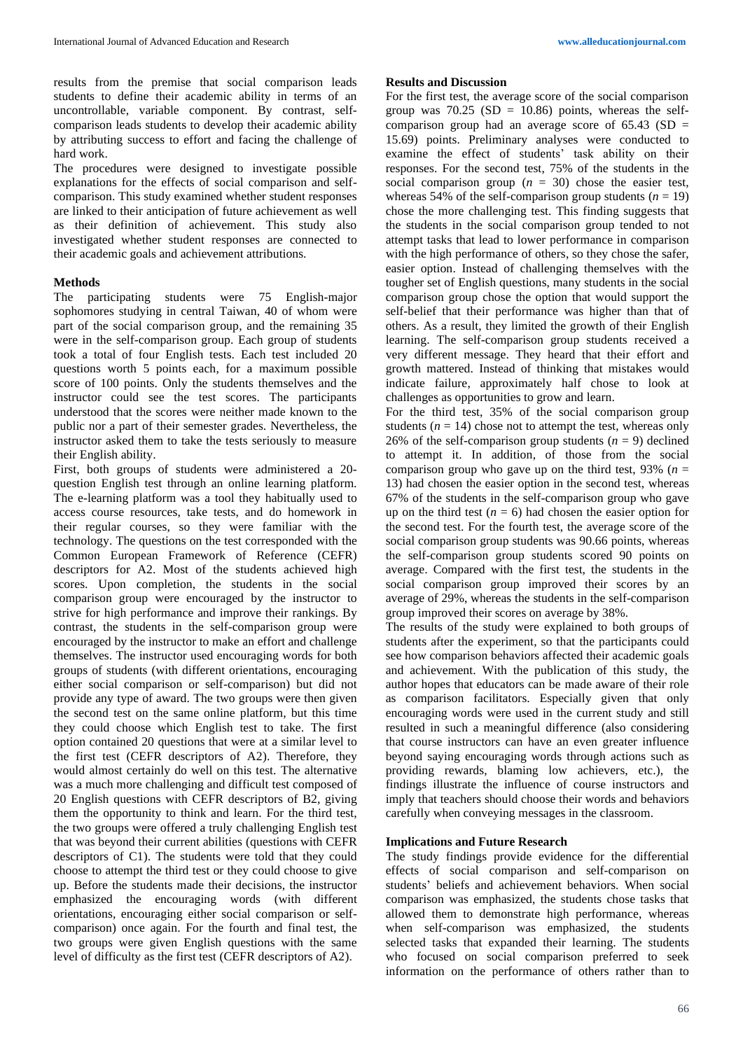results from the premise that social comparison leads students to define their academic ability in terms of an uncontrollable, variable component. By contrast, self-comparison leads students to develop their academic ability by attributing success to effort and facing the challenge of hard work.

The procedures were designed to investigate possible explanations for the effects of social comparison and self-comparison. This study examined whether student responses are linked to their anticipation of future achievement as well as their definition of achievement. This study also investigated whether student responses are connected to their academic goals and achievement attributions.

## Methods

The participating students were 75 English-major sophomores studying in central Taiwan, 40 of whom were part of the social comparison group, and the remaining 35 were in the self-comparison group. Each group of students took a total of four English tests. Each test included 20 questions worth 5 points each, for a maximum possible score of 100 points. Only the students themselves and the instructor could see the test scores. The participants understood that the scores were neither made known to the public nor a part of their semester grades. Nevertheless, the instructor asked them to take the tests seriously to measure their English ability.

First, both groups of students were administered a 20-question English test through an online learning platform. The e-learning platform was a tool they habitually used to access course resources, take tests, and do homework in their regular courses, so they were familiar with the technology. The questions on the test corresponded with the Common European Framework of Reference (CEFR) descriptors for A2. Most of the students achieved high scores. Upon completion, the students in the social comparison group were encouraged by the instructor to strive for high performance and improve their rankings. By contrast, the students in the self-comparison group were encouraged by the instructor to make an effort and challenge themselves. The instructor used encouraging words for both groups of students (with different orientations, encouraging either social comparison or self-comparison) but did not provide any type of award. The two groups were then given the second test on the same online platform, but this time they could choose which English test to take. The first option contained 20 questions that were at a similar level to the first test (CEFR descriptors of A2). Therefore, they would almost certainly do well on this test. The alternative was a much more challenging and difficult test composed of 20 English questions with CEFR descriptors of B2, giving them the opportunity to think and learn. For the third test, the two groups were offered a truly challenging English test that was beyond their current abilities (questions with CEFR descriptors of C1). The students were told that they could choose to attempt the third test or they could choose to give up. Before the students made their decisions, the instructor emphasized the encouraging words (with different orientations, encouraging either social comparison or self-comparison) once again. For the fourth and final test, the two groups were given English questions with the same level of difficulty as the first test (CEFR descriptors of A2).

## Results and Discussion

For the first test, the average score of the social comparison group was 70.25 (SD = 10.86) points, whereas the self-comparison group had an average score of 65.43 (SD = 15.69) points. Preliminary analyses were conducted to examine the effect of students' task ability on their responses. For the second test, 75% of the students in the social comparison group ($n$ = 30) chose the easier test, whereas 54% of the self-comparison group students ($n$ = 19) chose the more challenging test. This finding suggests that the students in the social comparison group tended to not attempt tasks that lead to lower performance in comparison with the high performance of others, so they chose the safer, easier option. Instead of challenging themselves with the tougher set of English questions, many students in the social comparison group chose the option that would support the self-belief that their performance was higher than that of others. As a result, they limited the growth of their English learning. The self-comparison group students received a very different message. They heard that their effort and growth mattered. Instead of thinking that mistakes would indicate failure, approximately half chose to look at challenges as opportunities to grow and learn.

For the third test, 35% of the social comparison group students ($n$ = 14) chose not to attempt the test, whereas only 26% of the self-comparison group students ($n$ = 9) declined to attempt it. In addition, of those from the social comparison group who gave up on the third test, 93% ($n$ = 13) had chosen the easier option in the second test, whereas 67% of the students in the self-comparison group who gave up on the third test ($n$ = 6) had chosen the easier option for the second test. For the fourth test, the average score of the social comparison group students was 90.66 points, whereas the self-comparison group students scored 90 points on average. Compared with the first test, the students in the social comparison group improved their scores by an average of 29%, whereas the students in the self-comparison group improved their scores on average by 38%.

The results of the study were explained to both groups of students after the experiment, so that the participants could see how comparison behaviors affected their academic goals and achievement. With the publication of this study, the author hopes that educators can be made aware of their role as comparison facilitators. Especially given that only encouraging words were used in the current study and still resulted in such a meaningful difference (also considering that course instructors can have an even greater influence beyond saying encouraging words through actions such as providing rewards, blaming low achievers, etc.), the findings illustrate the influence of course instructors and imply that teachers should choose their words and behaviors carefully when conveying messages in the classroom.

## Implications and Future Research

The study findings provide evidence for the differential effects of social comparison and self-comparison on students' beliefs and achievement behaviors. When social comparison was emphasized, the students chose tasks that allowed them to demonstrate high performance, whereas when self-comparison was emphasized, the students selected tasks that expanded their learning. The students who focused on social comparison preferred to seek information on the performance of others rather than to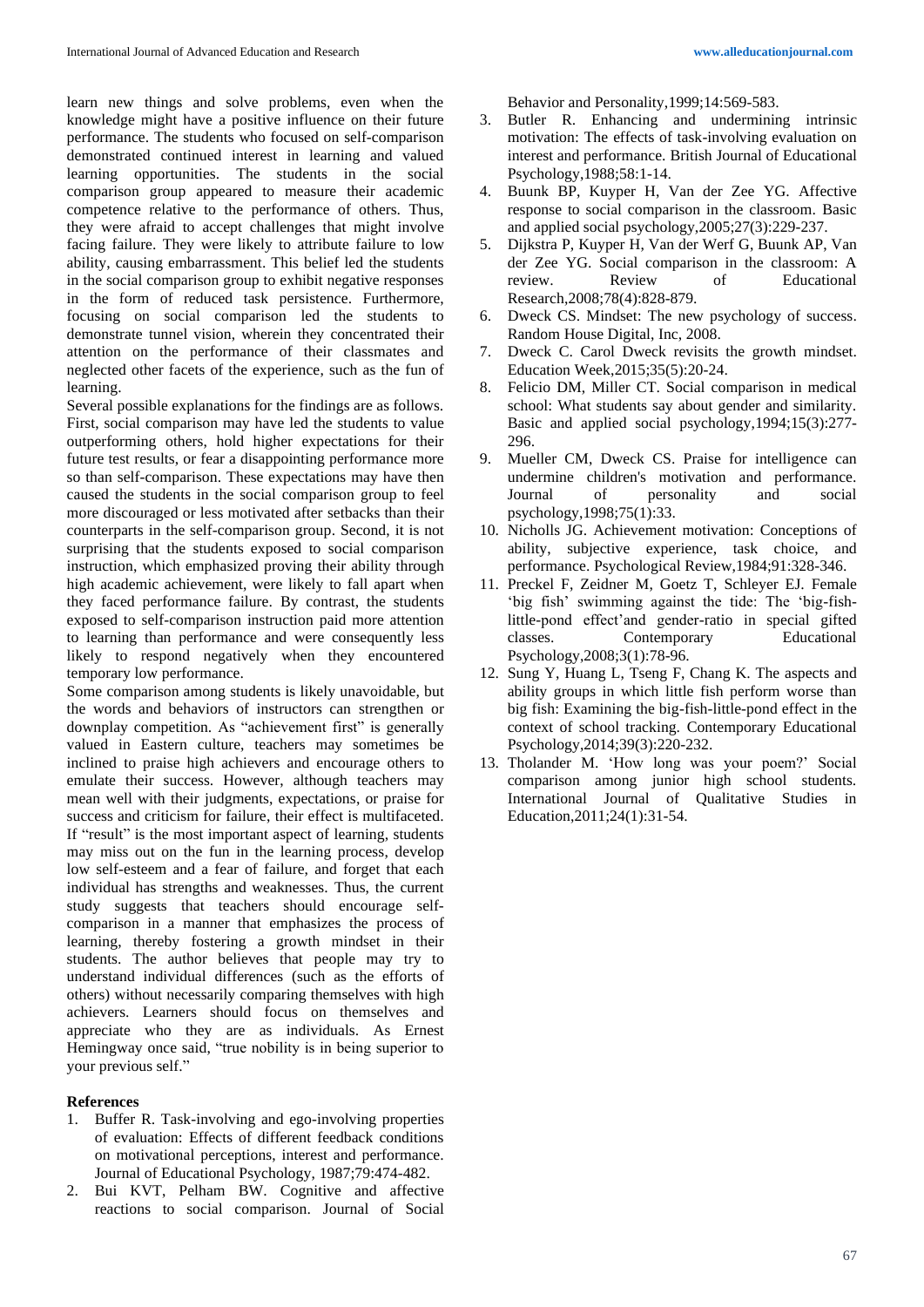learn new things and solve problems, even when the knowledge might have a positive influence on their future performance. The students who focused on self-comparison demonstrated continued interest in learning and valued learning opportunities. The students in the social comparison group appeared to measure their academic competence relative to the performance of others. Thus, they were afraid to accept challenges that might involve facing failure. They were likely to attribute failure to low ability, causing embarrassment. This belief led the students in the social comparison group to exhibit negative responses in the form of reduced task persistence. Furthermore, focusing on social comparison led the students to demonstrate tunnel vision, wherein they concentrated their attention on the performance of their classmates and neglected other facets of the experience, such as the fun of learning.

Several possible explanations for the findings are as follows. First, social comparison may have led the students to value outperforming others, hold higher expectations for their future test results, or fear a disappointing performance more so than self-comparison. These expectations may have then caused the students in the social comparison group to feel more discouraged or less motivated after setbacks than their counterparts in the self-comparison group. Second, it is not surprising that the students exposed to social comparison instruction, which emphasized proving their ability through high academic achievement, were likely to fall apart when they faced performance failure. By contrast, the students exposed to self-comparison instruction paid more attention to learning than performance and were consequently less likely to respond negatively when they encountered temporary low performance.

Some comparison among students is likely unavoidable, but the words and behaviors of instructors can strengthen or downplay competition. As "achievement first" is generally valued in Eastern culture, teachers may sometimes be inclined to praise high achievers and encourage others to emulate their success. However, although teachers may mean well with their judgments, expectations, or praise for success and criticism for failure, their effect is multifaceted. If "result" is the most important aspect of learning, students may miss out on the fun in the learning process, develop low self-esteem and a fear of failure, and forget that each individual has strengths and weaknesses. Thus, the current study suggests that teachers should encourage self-comparison in a manner that emphasizes the process of learning, thereby fostering a growth mindset in their students. The author believes that people may try to understand individual differences (such as the efforts of others) without necessarily comparing themselves with high achievers. Learners should focus on themselves and appreciate who they are as individuals. As Ernest Hemingway once said, "true nobility is in being superior to your previous self."

## References

1. Buffer R. Task-involving and ego-involving properties of evaluation: Effects of different feedback conditions on motivational perceptions, interest and performance. Journal of Educational Psychology, 1987;79:474-482.
2. Bui KVT, Pelham BW. Cognitive and affective reactions to social comparison. Journal of Social Behavior and Personality,1999;14:569-583.
3. Butler R. Enhancing and undermining intrinsic motivation: The effects of task-involving evaluation on interest and performance. British Journal of Educational Psychology,1988;58:1-14.
4. Buunk BP, Kuyper H, Van der Zee YG. Affective response to social comparison in the classroom. Basic and applied social psychology,2005;27(3):229-237.
5. Dijkstra P, Kuyper H, Van der Werf G, Buunk AP, Van der Zee YG. Social comparison in the classroom: A review. Review of Educational Research,2008;78(4):828-879.
6. Dweck CS. Mindset: The new psychology of success. Random House Digital, Inc, 2008.
7. Dweck C. Carol Dweck revisits the growth mindset. Education Week,2015;35(5):20-24.
8. Felicio DM, Miller CT. Social comparison in medical school: What students say about gender and similarity. Basic and applied social psychology,1994;15(3):277-296.
9. Mueller CM, Dweck CS. Praise for intelligence can undermine children's motivation and performance. Journal of personality and social psychology,1998;75(1):33.
10. Nicholls JG. Achievement motivation: Conceptions of ability, subjective experience, task choice, and performance. Psychological Review,1984;91:328-346.
11. Preckel F, Zeidner M, Goetz T, Schleyer EJ. Female 'big fish' swimming against the tide: The 'big-fish-little-pond effect'and gender-ratio in special gifted classes. Contemporary Educational Psychology,2008;3(1):78-96.
12. Sung Y, Huang L, Tseng F, Chang K. The aspects and ability groups in which little fish perform worse than big fish: Examining the big-fish-little-pond effect in the context of school tracking. Contemporary Educational Psychology,2014;39(3):220-232.
13. Tholander M. 'How long was your poem?' Social comparison among junior high school students. International Journal of Qualitative Studies in Education,2011;24(1):31-54.